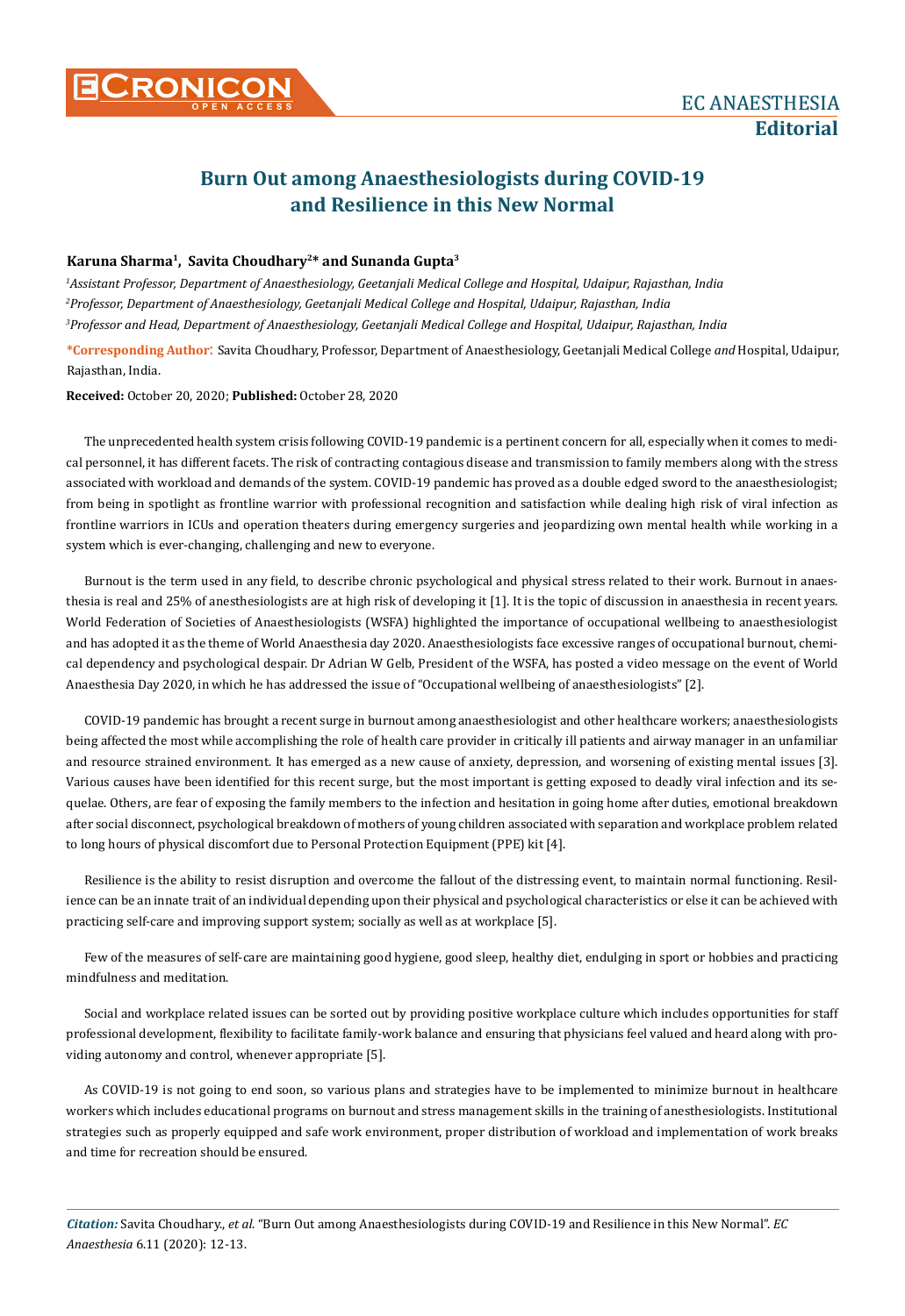EC ANAESTHESIA

**Editorial**

# Burn Out among Anaesthesiologists during COVID-19 and Resilience in this New Normal

**Karuna Sharma[1], Savita Choudhary[2]* and Sunanda Gupta[3]**

*[1]Assistant Professor, Department of Anaesthesiology, Geetanjali Medical College and Hospital, Udaipur, Rajasthan, India*

*[2]Professor, Department of Anaesthesiology, Geetanjali Medical College and Hospital, Udaipur, Rajasthan, India*

*[3]Professor and Head, Department of Anaesthesiology, Geetanjali Medical College and Hospital, Udaipur, Rajasthan, India*

**\*Corresponding Author**: Savita Choudhary, Professor, Department of Anaesthesiology, Geetanjali Medical College *and* Hospital, Udaipur, Rajasthan, India.

**Received:** October 20, 2020; **Published:** October 28, 2020

The unprecedented health system crisis following COVID-19 pandemic is a pertinent concern for all, especially when it comes to medical personnel, it has different facets. The risk of contracting contagious disease and transmission to family members along with the stress associated with workload and demands of the system. COVID-19 pandemic has proved as a double edged sword to the anaesthesiologist; from being in spotlight as frontline warrior with professional recognition and satisfaction while dealing high risk of viral infection as frontline warriors in ICUs and operation theaters during emergency surgeries and jeopardizing own mental health while working in a system which is ever-changing, challenging and new to everyone.

Burnout is the term used in any field, to describe chronic psychological and physical stress related to their work. Burnout in anaesthesia is real and 25% of anesthesiologists are at high risk of developing it [1]. It is the topic of discussion in anaesthesia in recent years. World Federation of Societies of Anaesthesiologists (WSFA) highlighted the importance of occupational wellbeing to anaesthesiologist and has adopted it as the theme of World Anaesthesia day 2020. Anaesthesiologists face excessive ranges of occupational burnout, chemical dependency and psychological despair. Dr Adrian W Gelb, President of the WSFA, has posted a video message on the event of World Anaesthesia Day 2020, in which he has addressed the issue of "Occupational wellbeing of anaesthesiologists" [2].

COVID-19 pandemic has brought a recent surge in burnout among anaesthesiologist and other healthcare workers; anaesthesiologists being affected the most while accomplishing the role of health care provider in critically ill patients and airway manager in an unfamiliar and resource strained environment. It has emerged as a new cause of anxiety, depression, and worsening of existing mental issues [3]. Various causes have been identified for this recent surge, but the most important is getting exposed to deadly viral infection and its sequelae. Others, are fear of exposing the family members to the infection and hesitation in going home after duties, emotional breakdown after social disconnect, psychological breakdown of mothers of young children associated with separation and workplace problem related to long hours of physical discomfort due to Personal Protection Equipment (PPE) kit [4].

Resilience is the ability to resist disruption and overcome the fallout of the distressing event, to maintain normal functioning. Resilience can be an innate trait of an individual depending upon their physical and psychological characteristics or else it can be achieved with practicing self-care and improving support system; socially as well as at workplace [5].

Few of the measures of self-care are maintaining good hygiene, good sleep, healthy diet, endulging in sport or hobbies and practicing mindfulness and meditation.

Social and workplace related issues can be sorted out by providing positive workplace culture which includes opportunities for staff professional development, flexibility to facilitate family-work balance and ensuring that physicians feel valued and heard along with providing autonomy and control, whenever appropriate [5].

As COVID-19 is not going to end soon, so various plans and strategies have to be implemented to minimize burnout in healthcare workers which includes educational programs on burnout and stress management skills in the training of anesthesiologists. Institutional strategies such as properly equipped and safe work environment, proper distribution of workload and implementation of work breaks and time for recreation should be ensured.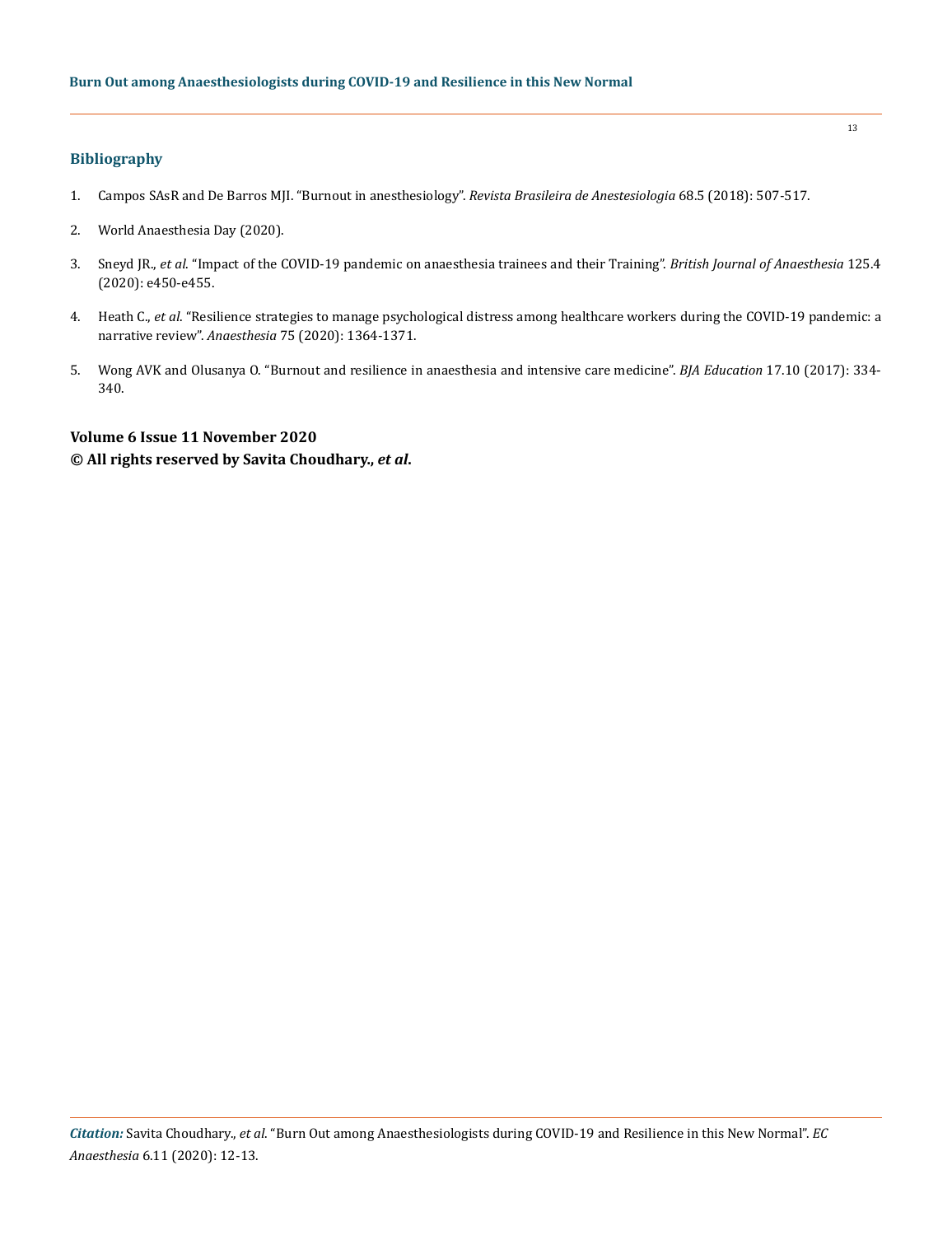## Bibliography

1. Campos SAsR and De Barros MJI. "Burnout in anesthesiology". *Revista Brasileira de Anestesiologia* 68.5 (2018): 507-517.

2. World Anaesthesia Day (2020).

3. Sneyd JR., *et al*. "Impact of the COVID-19 pandemic on anaesthesia trainees and their Training". *British Journal of Anaesthesia* 125.4 (2020): e450-e455.

4. Heath C., *et al*. "Resilience strategies to manage psychological distress among healthcare workers during the COVID-19 pandemic: a narrative review". *Anaesthesia* 75 (2020): 1364-1371.

5. Wong AVK and Olusanya O. "Burnout and resilience in anaesthesia and intensive care medicine". *BJA Education* 17.10 (2017): 334-340.

**Volume 6 Issue 11 November 2020**
**© All rights reserved by Savita Choudhary., *et al*.**